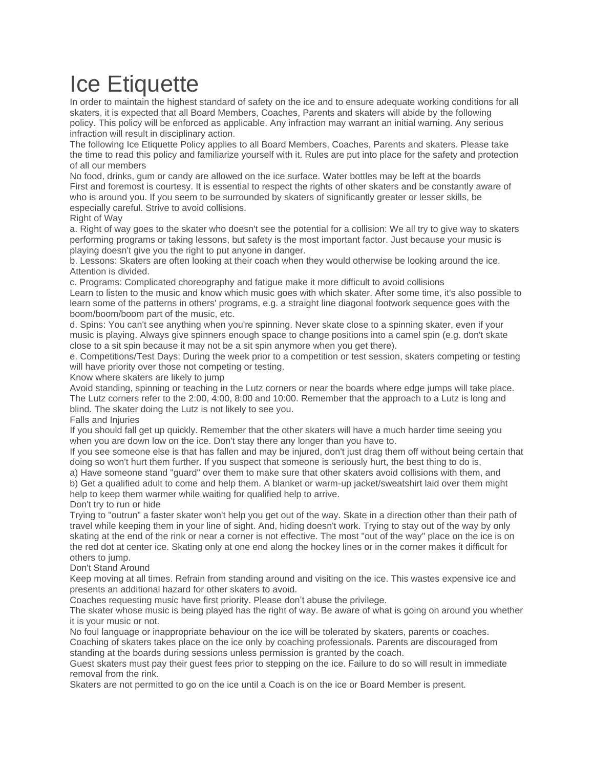# Ice Etiquette

In order to maintain the highest standard of safety on the ice and to ensure adequate working conditions for all skaters, it is expected that all Board Members, Coaches, Parents and skaters will abide by the following policy. This policy will be enforced as applicable. Any infraction may warrant an initial warning. Any serious infraction will result in disciplinary action.

The following Ice Etiquette Policy applies to all Board Members, Coaches, Parents and skaters. Please take the time to read this policy and familiarize yourself with it. Rules are put into place for the safety and protection of all our members

No food, drinks, gum or candy are allowed on the ice surface. Water bottles may be left at the boards

First and foremost is courtesy. It is essential to respect the rights of other skaters and be constantly aware of who is around you. If you seem to be surrounded by skaters of significantly greater or lesser skills, be especially careful. Strive to avoid collisions.

Right of Way

a. Right of way goes to the skater who doesn't see the potential for a collision: We all try to give way to skaters performing programs or taking lessons, but safety is the most important factor. Just because your music is playing doesn't give you the right to put anyone in danger.

b. Lessons: Skaters are often looking at their coach when they would otherwise be looking around the ice. Attention is divided.

c. Programs: Complicated choreography and fatigue make it more difficult to avoid collisions

Learn to listen to the music and know which music goes with which skater. After some time, it's also possible to learn some of the patterns in others' programs, e.g. a straight line diagonal footwork sequence goes with the boom/boom/boom part of the music, etc.

d. Spins: You can't see anything when you're spinning. Never skate close to a spinning skater, even if your music is playing. Always give spinners enough space to change positions into a camel spin (e.g. don't skate close to a sit spin because it may not be a sit spin anymore when you get there).

e. Competitions/Test Days: During the week prior to a competition or test session, skaters competing or testing will have priority over those not competing or testing.

Know where skaters are likely to jump

Avoid standing, spinning or teaching in the Lutz corners or near the boards where edge jumps will take place. The Lutz corners refer to the 2:00, 4:00, 8:00 and 10:00. Remember that the approach to a Lutz is long and blind. The skater doing the Lutz is not likely to see you.

Falls and Injuries

If you should fall get up quickly. Remember that the other skaters will have a much harder time seeing you when you are down low on the ice. Don't stay there any longer than you have to.

If you see someone else is that has fallen and may be injured, don't just drag them off without being certain that doing so won't hurt them further. If you suspect that someone is seriously hurt, the best thing to do is,

a) Have someone stand "guard" over them to make sure that other skaters avoid collisions with them, and

b) Get a qualified adult to come and help them. A blanket or warm-up jacket/sweatshirt laid over them might help to keep them warmer while waiting for qualified help to arrive.

Don't try to run or hide

Trying to "outrun" a faster skater won't help you get out of the way. Skate in a direction other than their path of travel while keeping them in your line of sight. And, hiding doesn't work. Trying to stay out of the way by only skating at the end of the rink or near a corner is not effective. The most "out of the way" place on the ice is on the red dot at center ice. Skating only at one end along the hockey lines or in the corner makes it difficult for others to jump.

Don't Stand Around

Keep moving at all times. Refrain from standing around and visiting on the ice. This wastes expensive ice and presents an additional hazard for other skaters to avoid.

Coaches requesting music have first priority. Please don't abuse the privilege.

The skater whose music is being played has the right of way. Be aware of what is going on around you whether it is your music or not.

No foul language or inappropriate behaviour on the ice will be tolerated by skaters, parents or coaches.

Coaching of skaters takes place on the ice only by coaching professionals. Parents are discouraged from standing at the boards during sessions unless permission is granted by the coach.

Guest skaters must pay their guest fees prior to stepping on the ice. Failure to do so will result in immediate removal from the rink.

Skaters are not permitted to go on the ice until a Coach is on the ice or Board Member is present.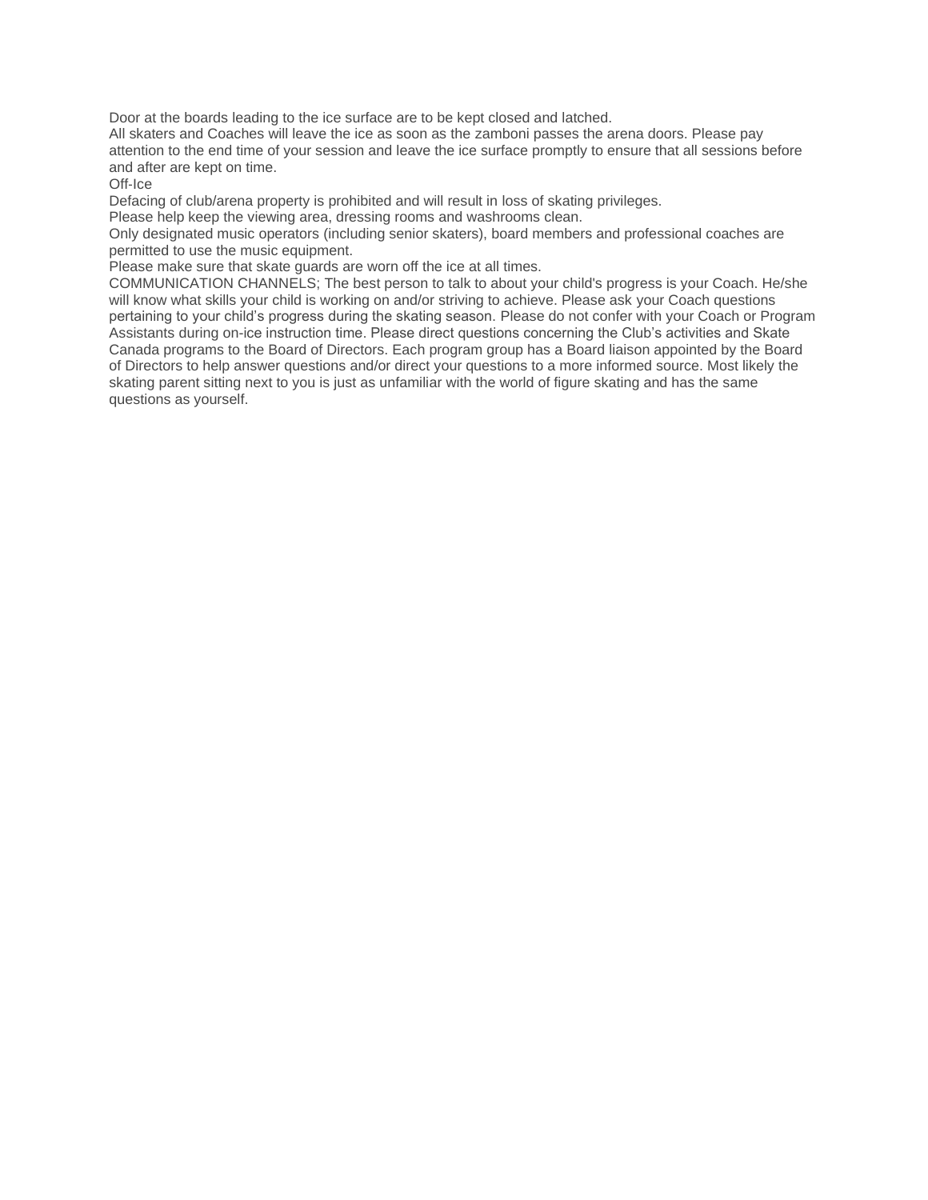Door at the boards leading to the ice surface are to be kept closed and latched.

All skaters and Coaches will leave the ice as soon as the zamboni passes the arena doors. Please pay attention to the end time of your session and leave the ice surface promptly to ensure that all sessions before and after are kept on time.

Off-Ice

Defacing of club/arena property is prohibited and will result in loss of skating privileges.

Please help keep the viewing area, dressing rooms and washrooms clean.

Only designated music operators (including senior skaters), board members and professional coaches are permitted to use the music equipment.

Please make sure that skate guards are worn off the ice at all times.

COMMUNICATION CHANNELS; The best person to talk to about your child's progress is your Coach. He/she will know what skills your child is working on and/or striving to achieve. Please ask your Coach questions pertaining to your child's progress during the skating season. Please do not confer with your Coach or Program Assistants during on-ice instruction time. Please direct questions concerning the Club's activities and Skate Canada programs to the Board of Directors. Each program group has a Board liaison appointed by the Board of Directors to help answer questions and/or direct your questions to a more informed source. Most likely the skating parent sitting next to you is just as unfamiliar with the world of figure skating and has the same questions as yourself.